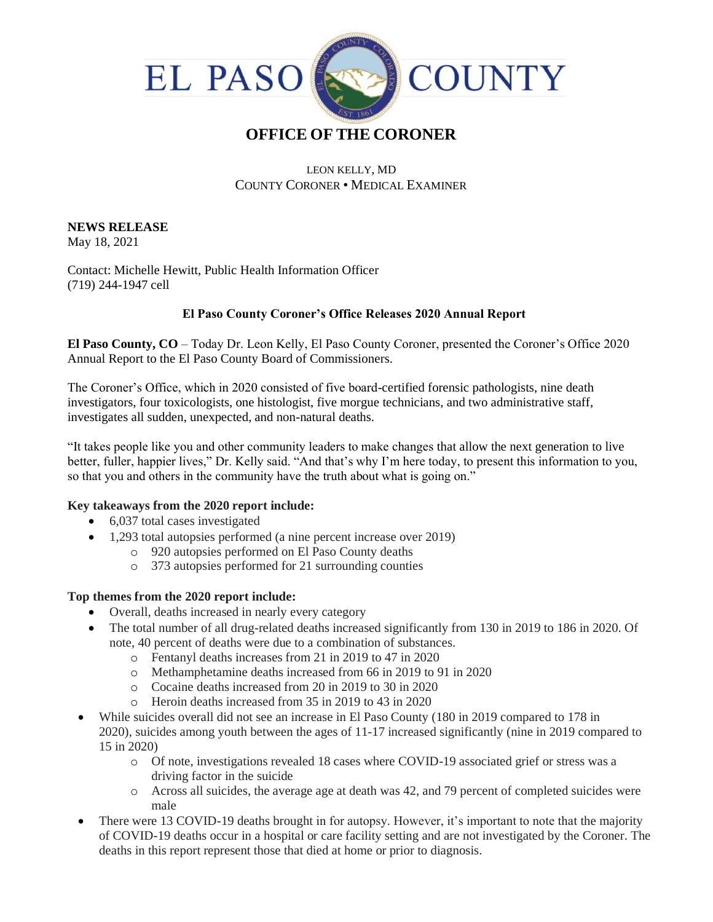# EL PASO COUNTY

## OFFICE OF THE CORONER

LEON KELLY, MD
COUNTY CORONER • MEDICAL EXAMINER

**NEWS RELEASE**
May 18, 2021

Contact: Michelle Hewitt, Public Health Information Officer
(719) 244-1947 cell

**El Paso County Coroner's Office Releases 2020 Annual Report**

**El Paso County, CO** – Today Dr. Leon Kelly, El Paso County Coroner, presented the Coroner's Office 2020 Annual Report to the El Paso County Board of Commissioners.

The Coroner's Office, which in 2020 consisted of five board-certified forensic pathologists, nine death investigators, four toxicologists, one histologist, five morgue technicians, and two administrative staff, investigates all sudden, unexpected, and non-natural deaths.

"It takes people like you and other community leaders to make changes that allow the next generation to live better, fuller, happier lives," Dr. Kelly said. "And that's why I'm here today, to present this information to you, so that you and others in the community have the truth about what is going on."

**Key takeaways from the 2020 report include:**

- 6,037 total cases investigated
- 1,293 total autopsies performed (a nine percent increase over 2019)
  - 920 autopsies performed on El Paso County deaths
  - 373 autopsies performed for 21 surrounding counties

**Top themes from the 2020 report include:**

- Overall, deaths increased in nearly every category
- The total number of all drug-related deaths increased significantly from 130 in 2019 to 186 in 2020. Of note, 40 percent of deaths were due to a combination of substances.
  - Fentanyl deaths increases from 21 in 2019 to 47 in 2020
  - Methamphetamine deaths increased from 66 in 2019 to 91 in 2020
  - Cocaine deaths increased from 20 in 2019 to 30 in 2020
  - Heroin deaths increased from 35 in 2019 to 43 in 2020
- While suicides overall did not see an increase in El Paso County (180 in 2019 compared to 178 in 2020), suicides among youth between the ages of 11-17 increased significantly (nine in 2019 compared to 15 in 2020)
  - Of note, investigations revealed 18 cases where COVID-19 associated grief or stress was a driving factor in the suicide
  - Across all suicides, the average age at death was 42, and 79 percent of completed suicides were male
- There were 13 COVID-19 deaths brought in for autopsy. However, it's important to note that the majority of COVID-19 deaths occur in a hospital or care facility setting and are not investigated by the Coroner. The deaths in this report represent those that died at home or prior to diagnosis.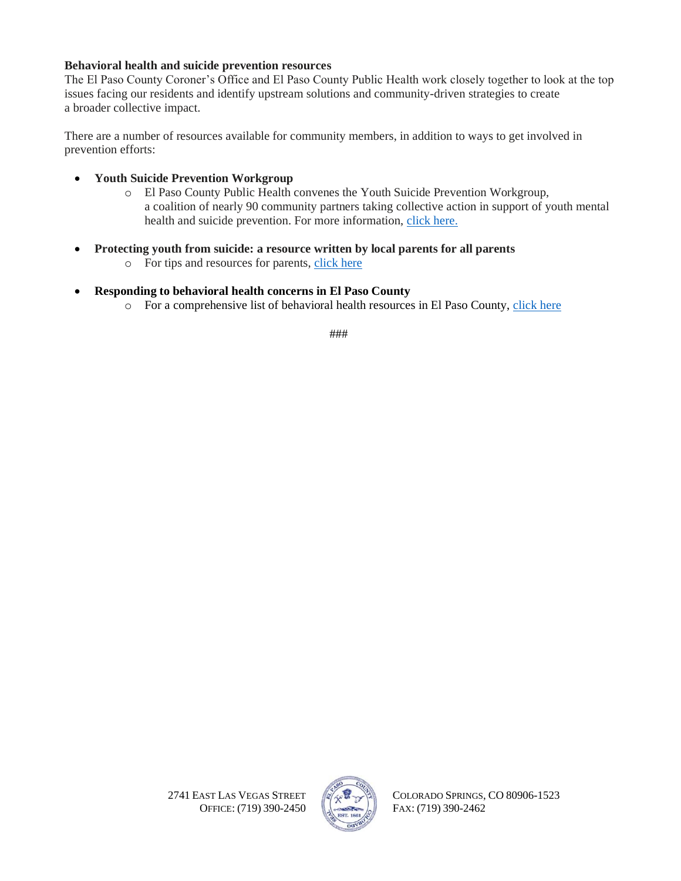**Behavioral health and suicide prevention resources**

The El Paso County Coroner's Office and El Paso County Public Health work closely together to look at the top issues facing our residents and identify upstream solutions and community-driven strategies to create a broader collective impact.

There are a number of resources available for community members, in addition to ways to get involved in prevention efforts:

- **Youth Suicide Prevention Workgroup**
  - El Paso County Public Health convenes the Youth Suicide Prevention Workgroup, a coalition of nearly 90 community partners taking collective action in support of youth mental health and suicide prevention. For more information, click here.
- **Protecting youth from suicide: a resource written by local parents for all parents**
  - For tips and resources for parents, click here
- **Responding to behavioral health concerns in El Paso County**
  - For a comprehensive list of behavioral health resources in El Paso County, click here

###

2741 East Las Vegas Street
Office: (719) 390-2450

Colorado Springs, CO 80906-1523
Fax: (719) 390-2462